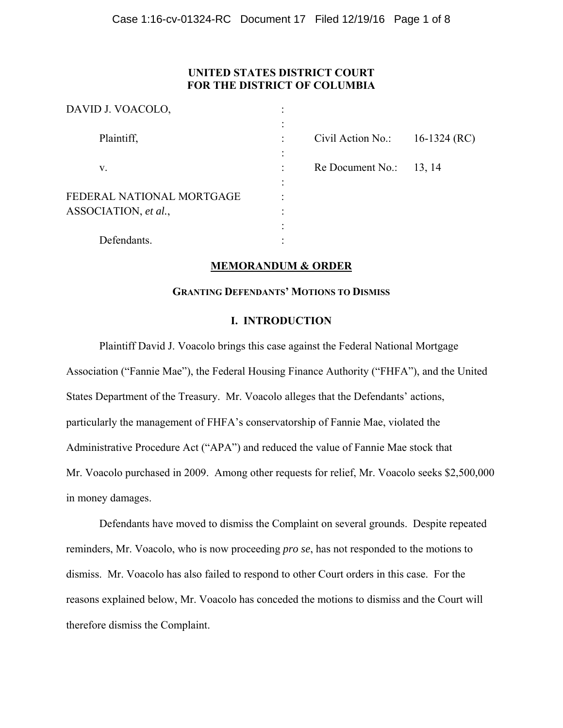# UNITED STATES DISTRICT COURT
# FOR THE DISTRICT OF COLUMBIA

| | | | |
|---|---|---|---|
| DAVID J. VOACOLO, | : | | |
| Plaintiff, | : | Civil Action No.: | 16-1324 (RC) |
| v. | : | Re Document No.: | 13, 14 |
| FEDERAL NATIONAL MORTGAGE ASSOCIATION, *et al.*, | : | | |
| Defendants. | : | | |

## MEMORANDUM & ORDER

### GRANTING DEFENDANTS' MOTIONS TO DISMISS

### I. INTRODUCTION

Plaintiff David J. Voacolo brings this case against the Federal National Mortgage Association ("Fannie Mae"), the Federal Housing Finance Authority ("FHFA"), and the United States Department of the Treasury. Mr. Voacolo alleges that the Defendants' actions, particularly the management of FHFA's conservatorship of Fannie Mae, violated the Administrative Procedure Act ("APA") and reduced the value of Fannie Mae stock that Mr. Voacolo purchased in 2009. Among other requests for relief, Mr. Voacolo seeks $2,500,000 in money damages.

Defendants have moved to dismiss the Complaint on several grounds. Despite repeated reminders, Mr. Voacolo, who is now proceeding *pro se*, has not responded to the motions to dismiss. Mr. Voacolo has also failed to respond to other Court orders in this case. For the reasons explained below, Mr. Voacolo has conceded the motions to dismiss and the Court will therefore dismiss the Complaint.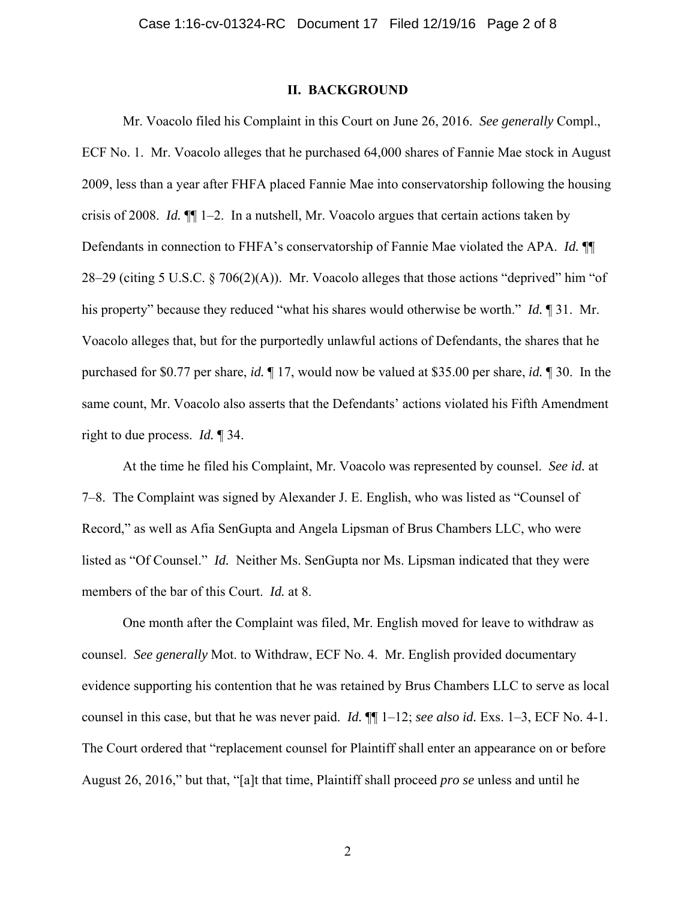## II. BACKGROUND

Mr. Voacolo filed his Complaint in this Court on June 26, 2016. *See generally* Compl., ECF No. 1. Mr. Voacolo alleges that he purchased 64,000 shares of Fannie Mae stock in August 2009, less than a year after FHFA placed Fannie Mae into conservatorship following the housing crisis of 2008. *Id.* ¶¶ 1–2. In a nutshell, Mr. Voacolo argues that certain actions taken by Defendants in connection to FHFA's conservatorship of Fannie Mae violated the APA. *Id.* ¶¶ 28–29 (citing 5 U.S.C. § 706(2)(A)). Mr. Voacolo alleges that those actions "deprived" him "of his property" because they reduced "what his shares would otherwise be worth." *Id.* ¶ 31. Mr. Voacolo alleges that, but for the purportedly unlawful actions of Defendants, the shares that he purchased for $0.77 per share, *id.* ¶ 17, would now be valued at $35.00 per share, *id.* ¶ 30. In the same count, Mr. Voacolo also asserts that the Defendants' actions violated his Fifth Amendment right to due process. *Id.* ¶ 34.

At the time he filed his Complaint, Mr. Voacolo was represented by counsel. *See id.* at 7–8. The Complaint was signed by Alexander J. E. English, who was listed as "Counsel of Record," as well as Afia SenGupta and Angela Lipsman of Brus Chambers LLC, who were listed as "Of Counsel." *Id.* Neither Ms. SenGupta nor Ms. Lipsman indicated that they were members of the bar of this Court. *Id.* at 8.

One month after the Complaint was filed, Mr. English moved for leave to withdraw as counsel. *See generally* Mot. to Withdraw, ECF No. 4. Mr. English provided documentary evidence supporting his contention that he was retained by Brus Chambers LLC to serve as local counsel in this case, but that he was never paid. *Id.* ¶¶ 1–12; *see also id.* Exs. 1–3, ECF No. 4-1. The Court ordered that "replacement counsel for Plaintiff shall enter an appearance on or before August 26, 2016," but that, "[a]t that time, Plaintiff shall proceed *pro se* unless and until he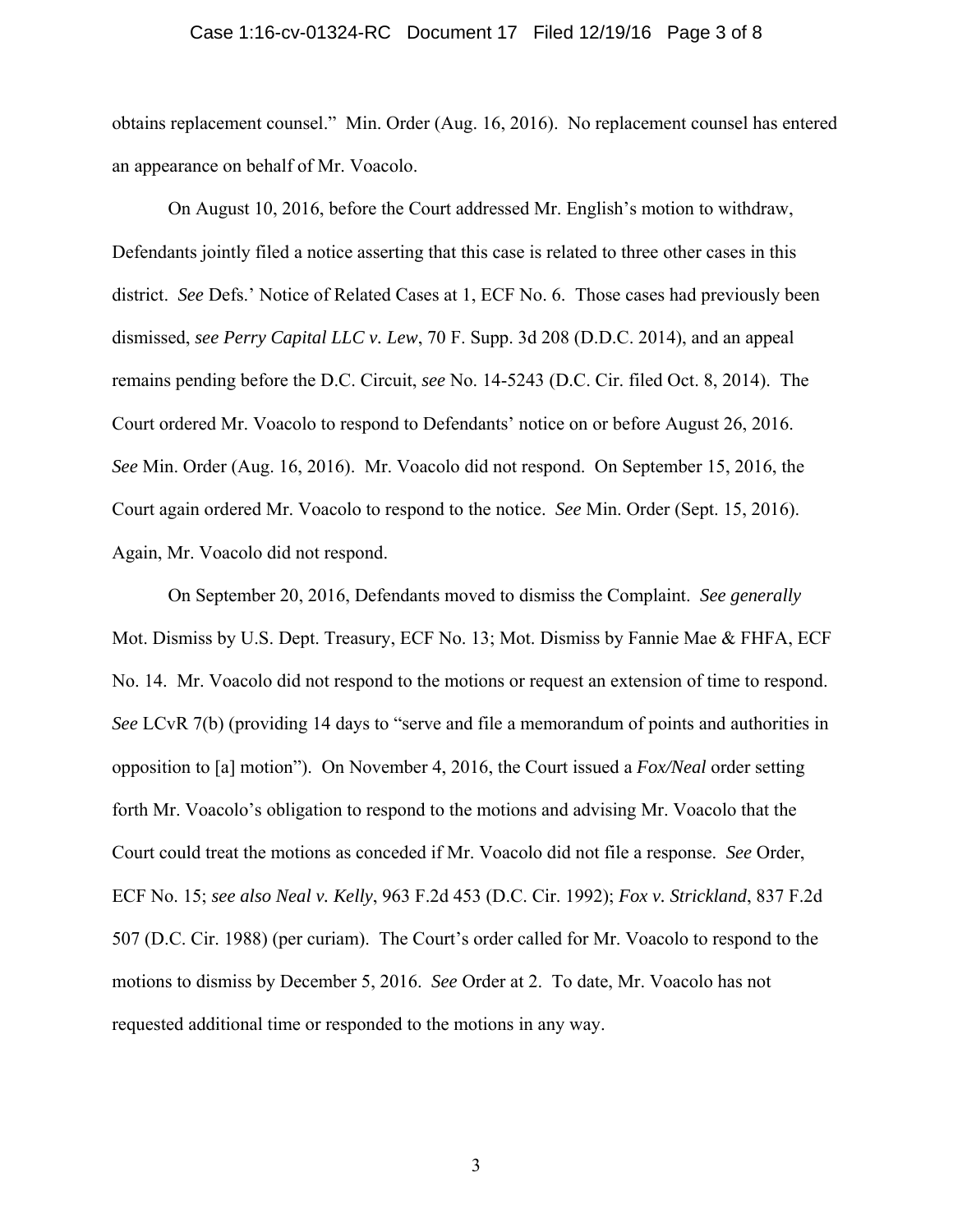obtains replacement counsel." Min. Order (Aug. 16, 2016). No replacement counsel has entered an appearance on behalf of Mr. Voacolo.

On August 10, 2016, before the Court addressed Mr. English's motion to withdraw, Defendants jointly filed a notice asserting that this case is related to three other cases in this district. *See* Defs.' Notice of Related Cases at 1, ECF No. 6. Those cases had previously been dismissed, *see Perry Capital LLC v. Lew*, 70 F. Supp. 3d 208 (D.D.C. 2014), and an appeal remains pending before the D.C. Circuit, *see* No. 14-5243 (D.C. Cir. filed Oct. 8, 2014). The Court ordered Mr. Voacolo to respond to Defendants' notice on or before August 26, 2016. *See* Min. Order (Aug. 16, 2016). Mr. Voacolo did not respond. On September 15, 2016, the Court again ordered Mr. Voacolo to respond to the notice. *See* Min. Order (Sept. 15, 2016). Again, Mr. Voacolo did not respond.

On September 20, 2016, Defendants moved to dismiss the Complaint. *See generally* Mot. Dismiss by U.S. Dept. Treasury, ECF No. 13; Mot. Dismiss by Fannie Mae & FHFA, ECF No. 14. Mr. Voacolo did not respond to the motions or request an extension of time to respond. *See* LCvR 7(b) (providing 14 days to "serve and file a memorandum of points and authorities in opposition to [a] motion"). On November 4, 2016, the Court issued a *Fox/Neal* order setting forth Mr. Voacolo's obligation to respond to the motions and advising Mr. Voacolo that the Court could treat the motions as conceded if Mr. Voacolo did not file a response. *See* Order, ECF No. 15; *see also Neal v. Kelly*, 963 F.2d 453 (D.C. Cir. 1992); *Fox v. Strickland*, 837 F.2d 507 (D.C. Cir. 1988) (per curiam). The Court's order called for Mr. Voacolo to respond to the motions to dismiss by December 5, 2016. *See* Order at 2. To date, Mr. Voacolo has not requested additional time or responded to the motions in any way.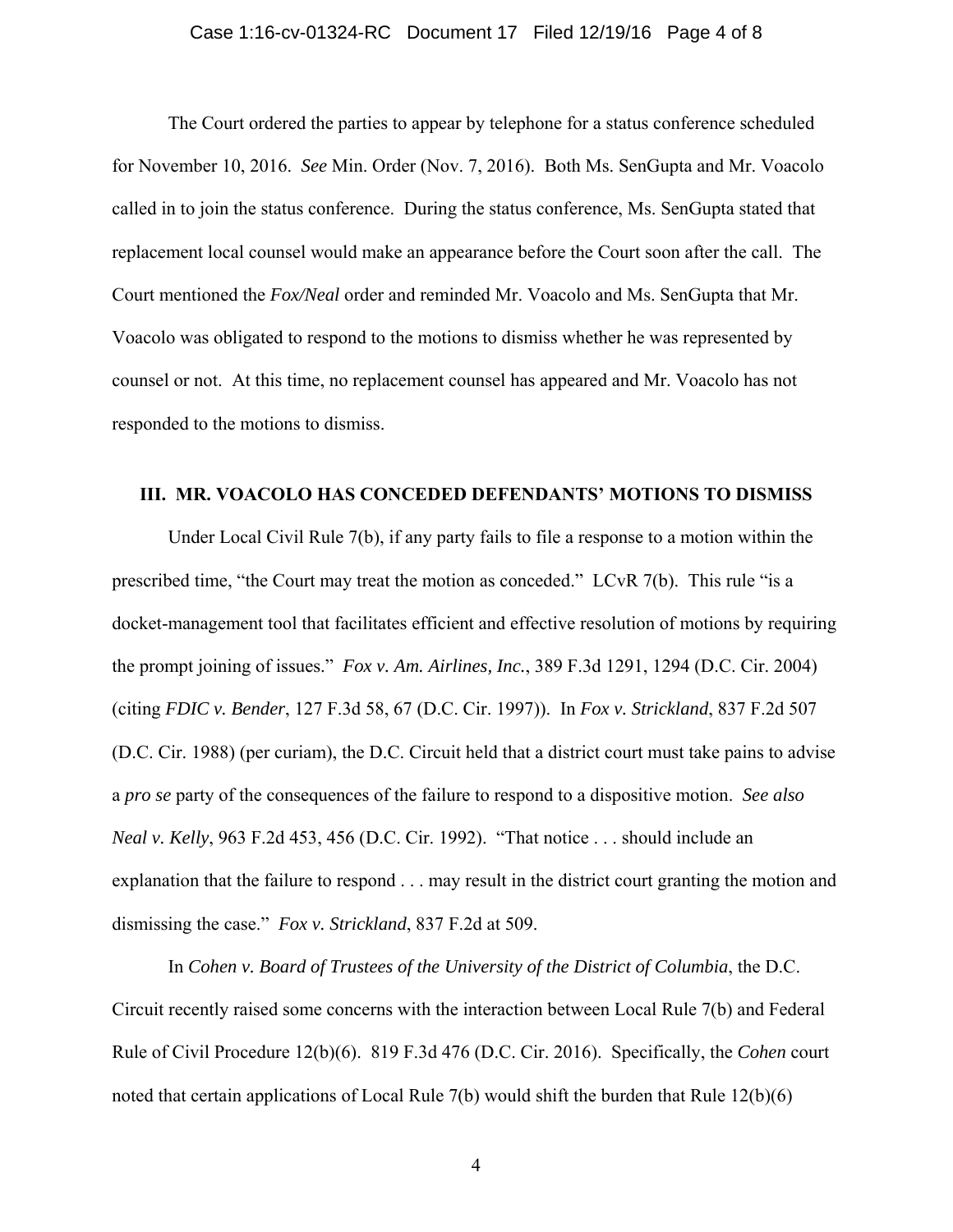The Court ordered the parties to appear by telephone for a status conference scheduled for November 10, 2016. *See* Min. Order (Nov. 7, 2016). Both Ms. SenGupta and Mr. Voacolo called in to join the status conference. During the status conference, Ms. SenGupta stated that replacement local counsel would make an appearance before the Court soon after the call. The Court mentioned the *Fox/Neal* order and reminded Mr. Voacolo and Ms. SenGupta that Mr. Voacolo was obligated to respond to the motions to dismiss whether he was represented by counsel or not. At this time, no replacement counsel has appeared and Mr. Voacolo has not responded to the motions to dismiss.

## III. MR. VOACOLO HAS CONCEDED DEFENDANTS' MOTIONS TO DISMISS

Under Local Civil Rule 7(b), if any party fails to file a response to a motion within the prescribed time, "the Court may treat the motion as conceded." LCvR 7(b). This rule "is a docket-management tool that facilitates efficient and effective resolution of motions by requiring the prompt joining of issues." *Fox v. Am. Airlines, Inc.*, 389 F.3d 1291, 1294 (D.C. Cir. 2004) (citing *FDIC v. Bender*, 127 F.3d 58, 67 (D.C. Cir. 1997)). In *Fox v. Strickland*, 837 F.2d 507 (D.C. Cir. 1988) (per curiam), the D.C. Circuit held that a district court must take pains to advise a *pro se* party of the consequences of the failure to respond to a dispositive motion. *See also Neal v. Kelly*, 963 F.2d 453, 456 (D.C. Cir. 1992). "That notice . . . should include an explanation that the failure to respond . . . may result in the district court granting the motion and dismissing the case." *Fox v. Strickland*, 837 F.2d at 509.

In *Cohen v. Board of Trustees of the University of the District of Columbia*, the D.C. Circuit recently raised some concerns with the interaction between Local Rule 7(b) and Federal Rule of Civil Procedure 12(b)(6). 819 F.3d 476 (D.C. Cir. 2016). Specifically, the *Cohen* court noted that certain applications of Local Rule 7(b) would shift the burden that Rule 12(b)(6)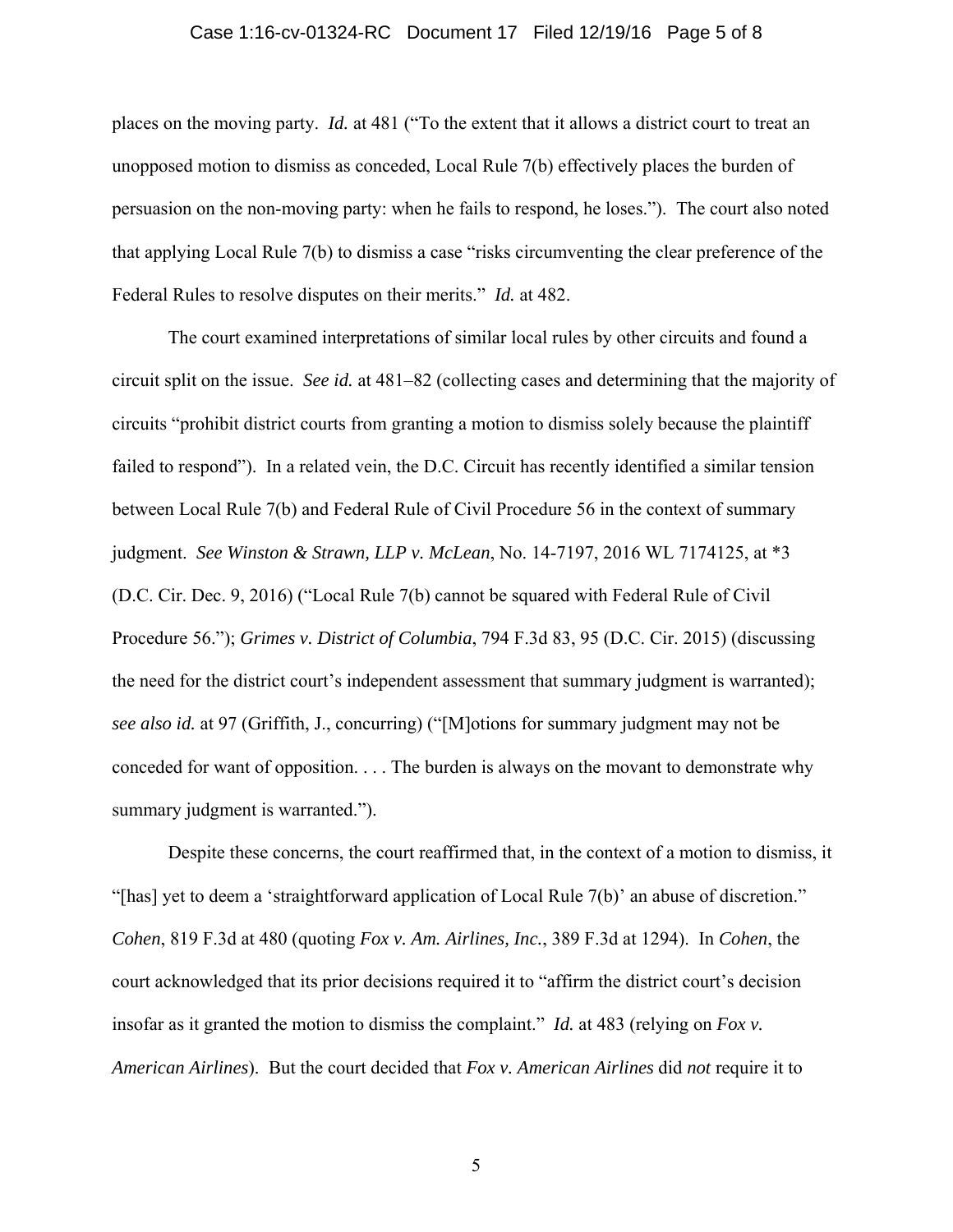places on the moving party. *Id.* at 481 ("To the extent that it allows a district court to treat an unopposed motion to dismiss as conceded, Local Rule 7(b) effectively places the burden of persuasion on the non-moving party: when he fails to respond, he loses."). The court also noted that applying Local Rule 7(b) to dismiss a case "risks circumventing the clear preference of the Federal Rules to resolve disputes on their merits." *Id.* at 482.

The court examined interpretations of similar local rules by other circuits and found a circuit split on the issue. *See id.* at 481–82 (collecting cases and determining that the majority of circuits "prohibit district courts from granting a motion to dismiss solely because the plaintiff failed to respond"). In a related vein, the D.C. Circuit has recently identified a similar tension between Local Rule 7(b) and Federal Rule of Civil Procedure 56 in the context of summary judgment. *See Winston & Strawn, LLP v. McLean*, No. 14-7197, 2016 WL 7174125, at *3 (D.C. Cir. Dec. 9, 2016) ("Local Rule 7(b) cannot be squared with Federal Rule of Civil Procedure 56."); *Grimes v. District of Columbia*, 794 F.3d 83, 95 (D.C. Cir. 2015) (discussing the need for the district court's independent assessment that summary judgment is warranted); *see also id.* at 97 (Griffith, J., concurring) ("[M]otions for summary judgment may not be conceded for want of opposition. . . . The burden is always on the movant to demonstrate why summary judgment is warranted.").

Despite these concerns, the court reaffirmed that, in the context of a motion to dismiss, it "[has] yet to deem a 'straightforward application of Local Rule 7(b)' an abuse of discretion." *Cohen*, 819 F.3d at 480 (quoting *Fox v. Am. Airlines, Inc.*, 389 F.3d at 1294). In *Cohen*, the court acknowledged that its prior decisions required it to "affirm the district court's decision insofar as it granted the motion to dismiss the complaint." *Id.* at 483 (relying on *Fox v. American Airlines*). But the court decided that *Fox v. American Airlines* did *not* require it to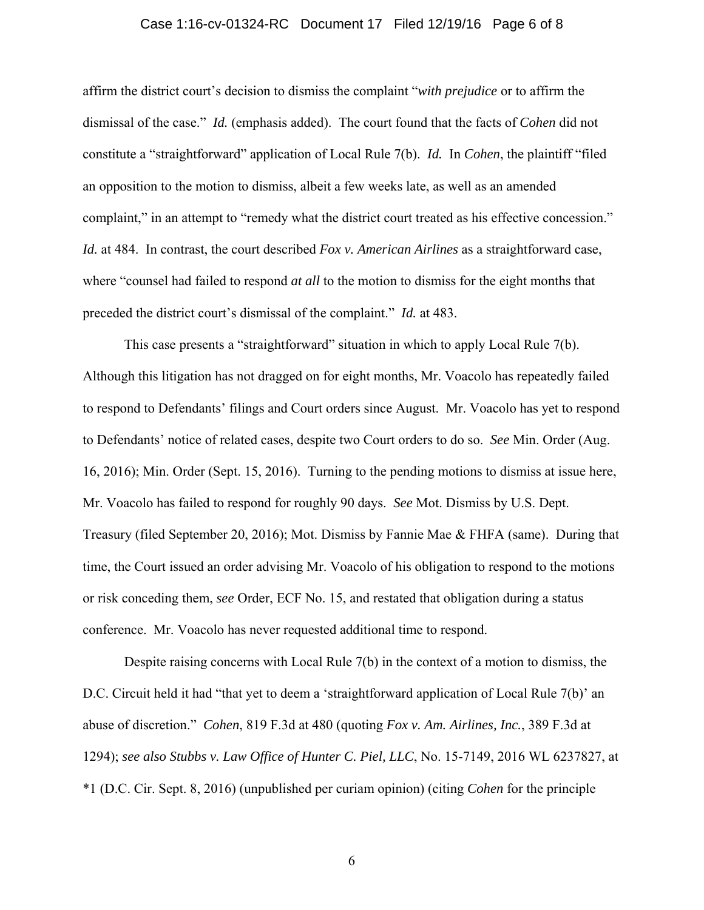affirm the district court's decision to dismiss the complaint "*with prejudice* or to affirm the dismissal of the case." *Id.* (emphasis added). The court found that the facts of *Cohen* did not constitute a "straightforward" application of Local Rule 7(b). *Id.* In *Cohen*, the plaintiff "filed an opposition to the motion to dismiss, albeit a few weeks late, as well as an amended complaint," in an attempt to "remedy what the district court treated as his effective concession." *Id.* at 484. In contrast, the court described *Fox v. American Airlines* as a straightforward case, where "counsel had failed to respond *at all* to the motion to dismiss for the eight months that preceded the district court's dismissal of the complaint." *Id.* at 483.

This case presents a "straightforward" situation in which to apply Local Rule 7(b). Although this litigation has not dragged on for eight months, Mr. Voacolo has repeatedly failed to respond to Defendants' filings and Court orders since August. Mr. Voacolo has yet to respond to Defendants' notice of related cases, despite two Court orders to do so. *See* Min. Order (Aug. 16, 2016); Min. Order (Sept. 15, 2016). Turning to the pending motions to dismiss at issue here, Mr. Voacolo has failed to respond for roughly 90 days. *See* Mot. Dismiss by U.S. Dept. Treasury (filed September 20, 2016); Mot. Dismiss by Fannie Mae & FHFA (same). During that time, the Court issued an order advising Mr. Voacolo of his obligation to respond to the motions or risk conceding them, *see* Order, ECF No. 15, and restated that obligation during a status conference. Mr. Voacolo has never requested additional time to respond.

Despite raising concerns with Local Rule 7(b) in the context of a motion to dismiss, the D.C. Circuit held it had "that yet to deem a 'straightforward application of Local Rule 7(b)' an abuse of discretion." *Cohen*, 819 F.3d at 480 (quoting *Fox v. Am. Airlines, Inc.*, 389 F.3d at 1294); *see also Stubbs v. Law Office of Hunter C. Piel, LLC*, No. 15-7149, 2016 WL 6237827, at *1 (D.C. Cir. Sept. 8, 2016) (unpublished per curiam opinion) (citing *Cohen* for the principle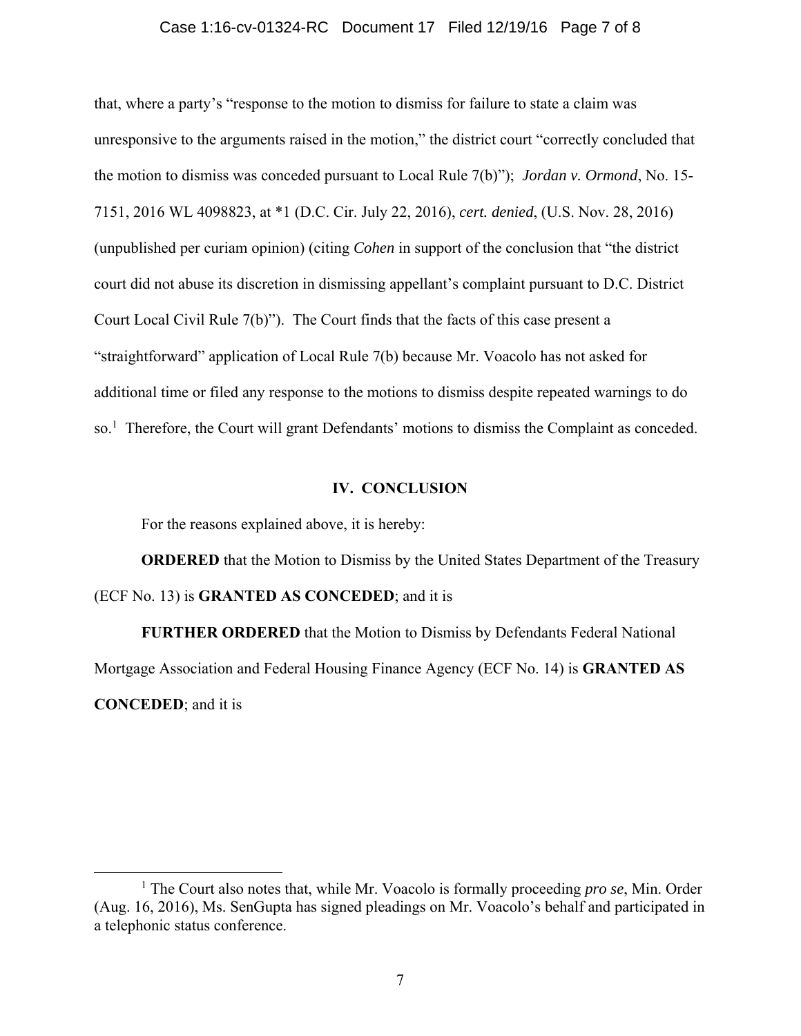that, where a party's "response to the motion to dismiss for failure to state a claim was unresponsive to the arguments raised in the motion," the district court "correctly concluded that the motion to dismiss was conceded pursuant to Local Rule 7(b)"); *Jordan v. Ormond*, No. 15-7151, 2016 WL 4098823, at *1 (D.C. Cir. July 22, 2016), *cert. denied*, (U.S. Nov. 28, 2016) (unpublished per curiam opinion) (citing *Cohen* in support of the conclusion that "the district court did not abuse its discretion in dismissing appellant's complaint pursuant to D.C. District Court Local Civil Rule 7(b)"). The Court finds that the facts of this case present a "straightforward" application of Local Rule 7(b) because Mr. Voacolo has not asked for additional time or filed any response to the motions to dismiss despite repeated warnings to do so.[1] Therefore, the Court will grant Defendants' motions to dismiss the Complaint as conceded.

## IV. CONCLUSION

For the reasons explained above, it is hereby:

**ORDERED** that the Motion to Dismiss by the United States Department of the Treasury (ECF No. 13) is **GRANTED AS CONCEDED**; and it is

**FURTHER ORDERED** that the Motion to Dismiss by Defendants Federal National Mortgage Association and Federal Housing Finance Agency (ECF No. 14) is **GRANTED AS CONCEDED**; and it is

[1] The Court also notes that, while Mr. Voacolo is formally proceeding *pro se*, Min. Order (Aug. 16, 2016), Ms. SenGupta has signed pleadings on Mr. Voacolo's behalf and participated in a telephonic status conference.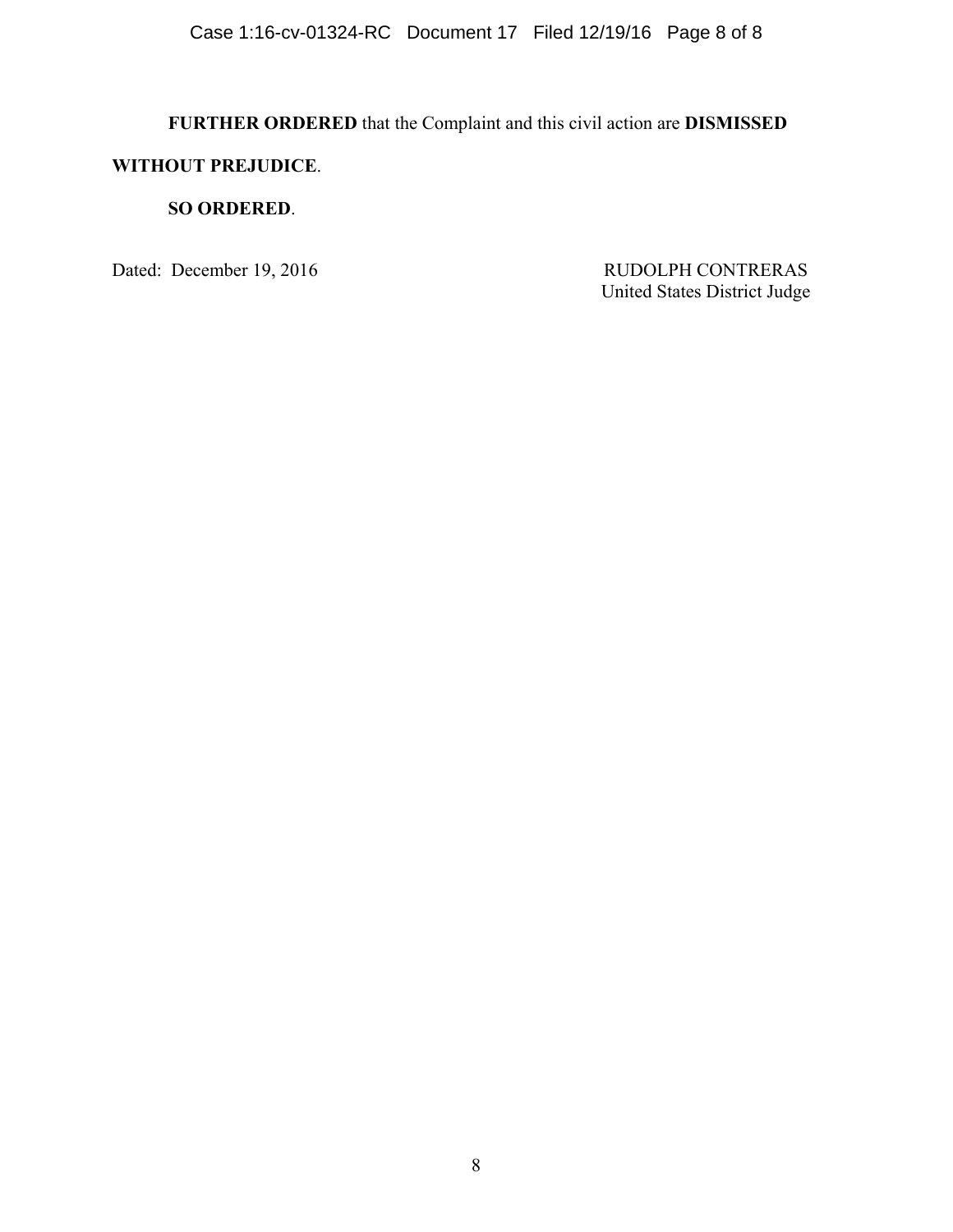**FURTHER ORDERED** that the Complaint and this civil action are **DISMISSED WITHOUT PREJUDICE**.

**SO ORDERED**.

Dated: December 19, 2016

RUDOLPH CONTRERAS
United States District Judge